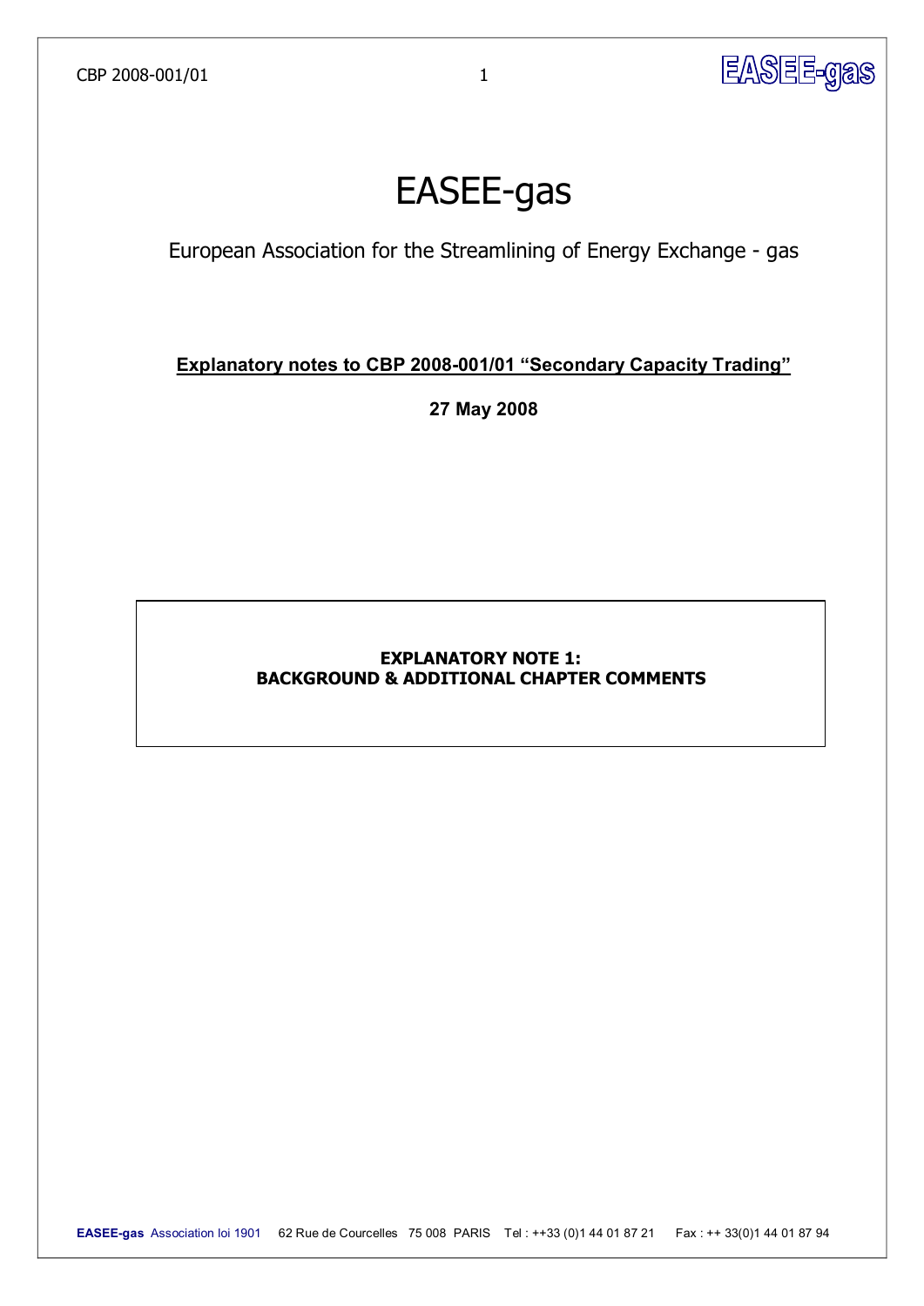# EASEE-gas

European Association for the Streamlining of Energy Exchange - gas

**Explanatory notes to CBP 2008-001/01 "Secondary Capacity Trading"**

**27 May 2008**

**EXPLANATORY NOTE 1:**
**BACKGROUND & ADDITIONAL CHAPTER COMMENTS**

**EASEE-gas** Association loi 1901 62 Rue de Courcelles 75 008 PARIS Tel : ++33 (0)1 44 01 87 21 Fax : ++ 33(0)1 44 01 87 94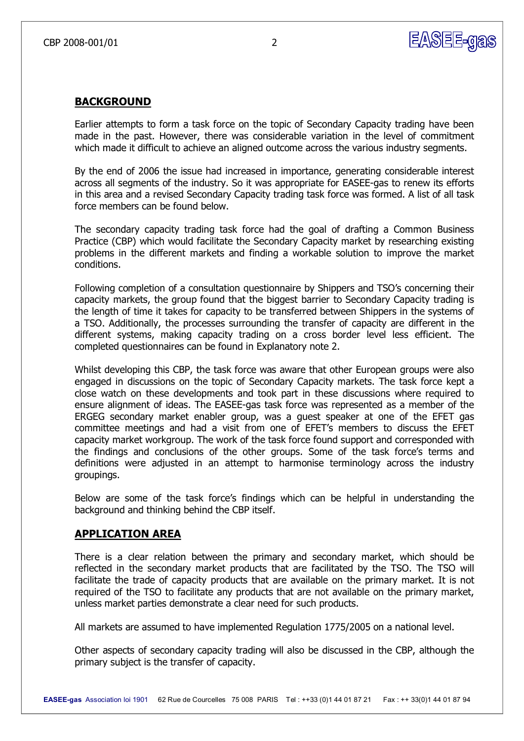## BACKGROUND

Earlier attempts to form a task force on the topic of Secondary Capacity trading have been made in the past. However, there was considerable variation in the level of commitment which made it difficult to achieve an aligned outcome across the various industry segments.

By the end of 2006 the issue had increased in importance, generating considerable interest across all segments of the industry. So it was appropriate for EASEE-gas to renew its efforts in this area and a revised Secondary Capacity trading task force was formed. A list of all task force members can be found below.

The secondary capacity trading task force had the goal of drafting a Common Business Practice (CBP) which would facilitate the Secondary Capacity market by researching existing problems in the different markets and finding a workable solution to improve the market conditions.

Following completion of a consultation questionnaire by Shippers and TSO's concerning their capacity markets, the group found that the biggest barrier to Secondary Capacity trading is the length of time it takes for capacity to be transferred between Shippers in the systems of a TSO. Additionally, the processes surrounding the transfer of capacity are different in the different systems, making capacity trading on a cross border level less efficient. The completed questionnaires can be found in Explanatory note 2.

Whilst developing this CBP, the task force was aware that other European groups were also engaged in discussions on the topic of Secondary Capacity markets. The task force kept a close watch on these developments and took part in these discussions where required to ensure alignment of ideas. The EASEE-gas task force was represented as a member of the ERGEG secondary market enabler group, was a guest speaker at one of the EFET gas committee meetings and had a visit from one of EFET's members to discuss the EFET capacity market workgroup. The work of the task force found support and corresponded with the findings and conclusions of the other groups. Some of the task force's terms and definitions were adjusted in an attempt to harmonise terminology across the industry groupings.

Below are some of the task force's findings which can be helpful in understanding the background and thinking behind the CBP itself.

## APPLICATION AREA

There is a clear relation between the primary and secondary market, which should be reflected in the secondary market products that are facilitated by the TSO. The TSO will facilitate the trade of capacity products that are available on the primary market. It is not required of the TSO to facilitate any products that are not available on the primary market, unless market parties demonstrate a clear need for such products.

All markets are assumed to have implemented Regulation 1775/2005 on a national level.

Other aspects of secondary capacity trading will also be discussed in the CBP, although the primary subject is the transfer of capacity.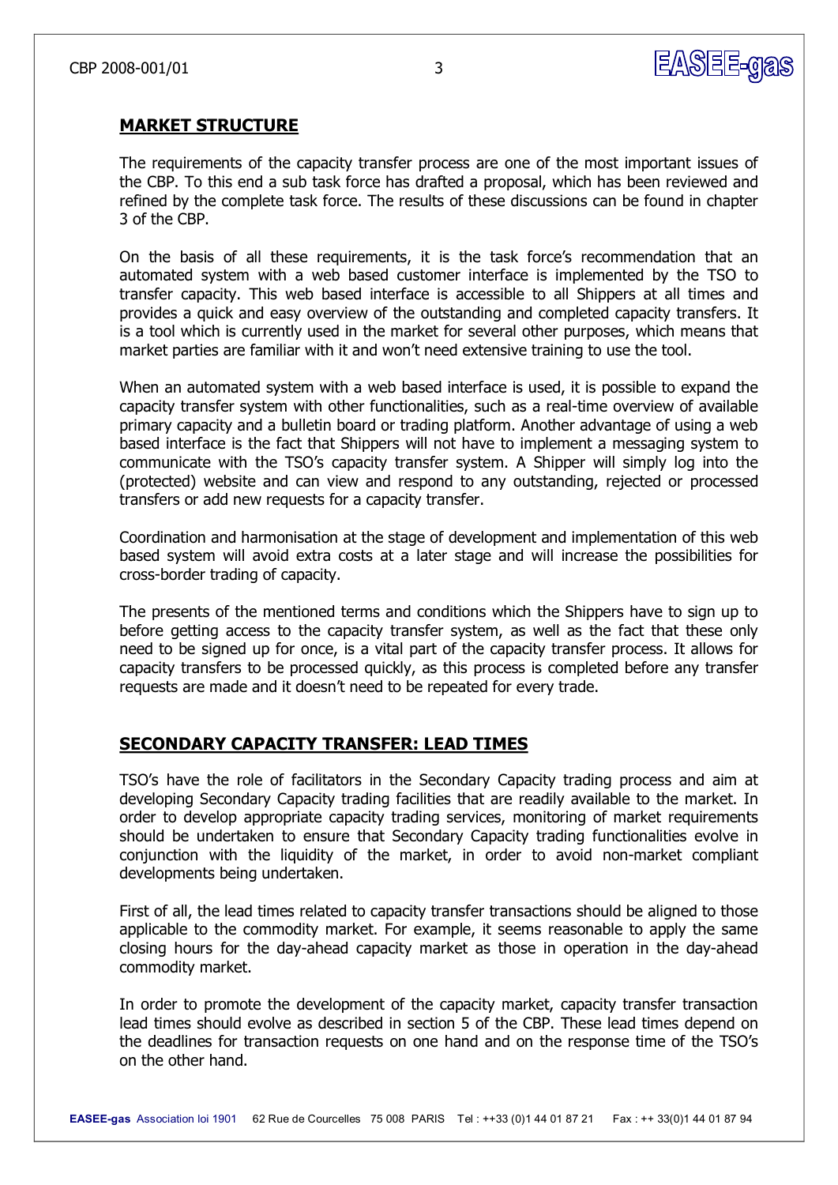## MARKET STRUCTURE

The requirements of the capacity transfer process are one of the most important issues of the CBP. To this end a sub task force has drafted a proposal, which has been reviewed and refined by the complete task force. The results of these discussions can be found in chapter 3 of the CBP.

On the basis of all these requirements, it is the task force's recommendation that an automated system with a web based customer interface is implemented by the TSO to transfer capacity. This web based interface is accessible to all Shippers at all times and provides a quick and easy overview of the outstanding and completed capacity transfers. It is a tool which is currently used in the market for several other purposes, which means that market parties are familiar with it and won't need extensive training to use the tool.

When an automated system with a web based interface is used, it is possible to expand the capacity transfer system with other functionalities, such as a real-time overview of available primary capacity and a bulletin board or trading platform. Another advantage of using a web based interface is the fact that Shippers will not have to implement a messaging system to communicate with the TSO's capacity transfer system. A Shipper will simply log into the (protected) website and can view and respond to any outstanding, rejected or processed transfers or add new requests for a capacity transfer.

Coordination and harmonisation at the stage of development and implementation of this web based system will avoid extra costs at a later stage and will increase the possibilities for cross-border trading of capacity.

The presents of the mentioned terms and conditions which the Shippers have to sign up to before getting access to the capacity transfer system, as well as the fact that these only need to be signed up for once, is a vital part of the capacity transfer process. It allows for capacity transfers to be processed quickly, as this process is completed before any transfer requests are made and it doesn't need to be repeated for every trade.

## SECONDARY CAPACITY TRANSFER: LEAD TIMES

TSO's have the role of facilitators in the Secondary Capacity trading process and aim at developing Secondary Capacity trading facilities that are readily available to the market. In order to develop appropriate capacity trading services, monitoring of market requirements should be undertaken to ensure that Secondary Capacity trading functionalities evolve in conjunction with the liquidity of the market, in order to avoid non-market compliant developments being undertaken.

First of all, the lead times related to capacity transfer transactions should be aligned to those applicable to the commodity market. For example, it seems reasonable to apply the same closing hours for the day-ahead capacity market as those in operation in the day-ahead commodity market.

In order to promote the development of the capacity market, capacity transfer transaction lead times should evolve as described in section 5 of the CBP. These lead times depend on the deadlines for transaction requests on one hand and on the response time of the TSO's on the other hand.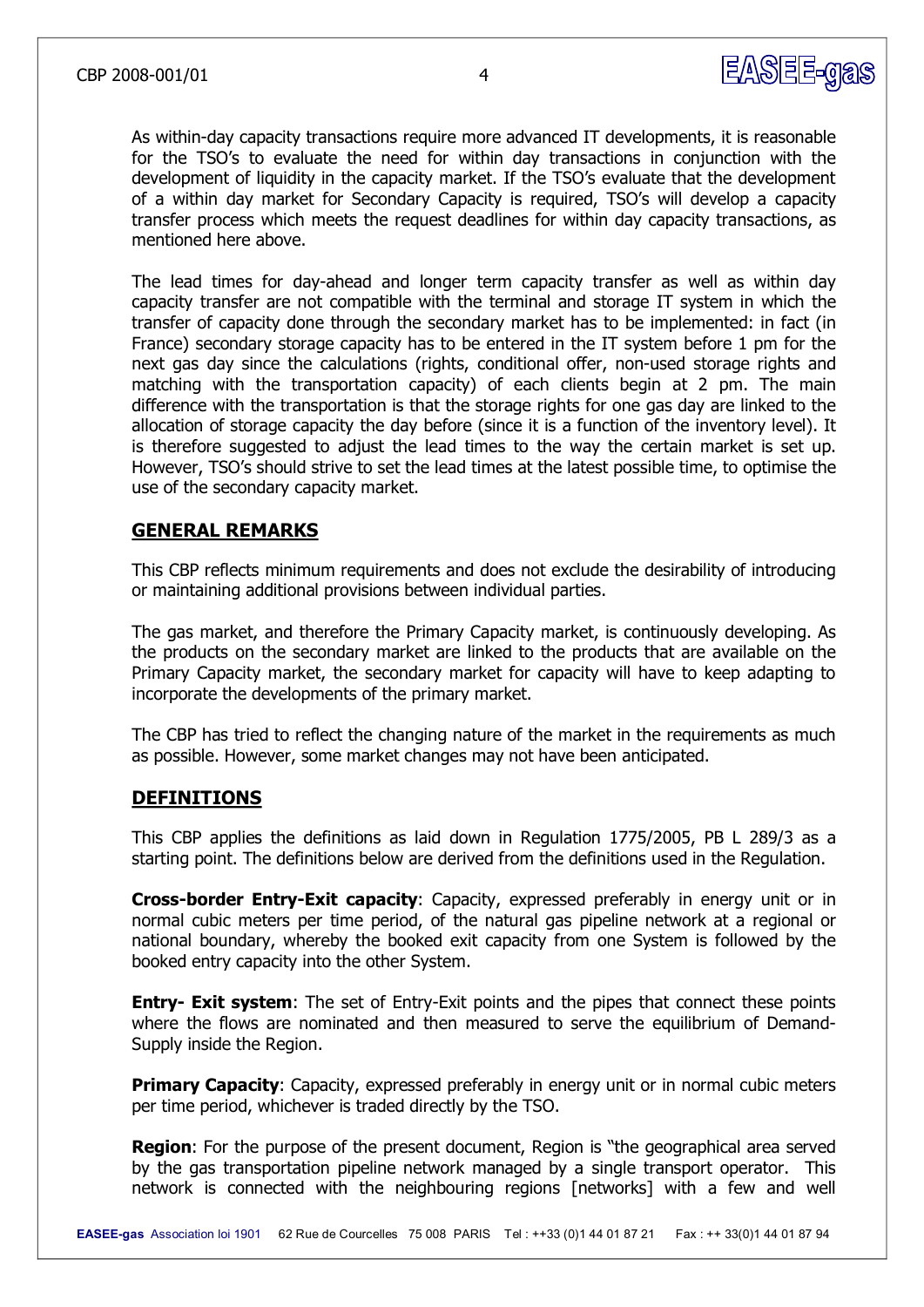As within-day capacity transactions require more advanced IT developments, it is reasonable for the TSO's to evaluate the need for within day transactions in conjunction with the development of liquidity in the capacity market. If the TSO's evaluate that the development of a within day market for Secondary Capacity is required, TSO's will develop a capacity transfer process which meets the request deadlines for within day capacity transactions, as mentioned here above.

The lead times for day-ahead and longer term capacity transfer as well as within day capacity transfer are not compatible with the terminal and storage IT system in which the transfer of capacity done through the secondary market has to be implemented: in fact (in France) secondary storage capacity has to be entered in the IT system before 1 pm for the next gas day since the calculations (rights, conditional offer, non-used storage rights and matching with the transportation capacity) of each clients begin at 2 pm. The main difference with the transportation is that the storage rights for one gas day are linked to the allocation of storage capacity the day before (since it is a function of the inventory level). It is therefore suggested to adjust the lead times to the way the certain market is set up. However, TSO's should strive to set the lead times at the latest possible time, to optimise the use of the secondary capacity market.

## GENERAL REMARKS

This CBP reflects minimum requirements and does not exclude the desirability of introducing or maintaining additional provisions between individual parties.

The gas market, and therefore the Primary Capacity market, is continuously developing. As the products on the secondary market are linked to the products that are available on the Primary Capacity market, the secondary market for capacity will have to keep adapting to incorporate the developments of the primary market.

The CBP has tried to reflect the changing nature of the market in the requirements as much as possible. However, some market changes may not have been anticipated.

## DEFINITIONS

This CBP applies the definitions as laid down in Regulation 1775/2005, PB L 289/3 as a starting point. The definitions below are derived from the definitions used in the Regulation.

**Cross-border Entry-Exit capacity**: Capacity, expressed preferably in energy unit or in normal cubic meters per time period, of the natural gas pipeline network at a regional or national boundary, whereby the booked exit capacity from one System is followed by the booked entry capacity into the other System.

**Entry- Exit system**: The set of Entry-Exit points and the pipes that connect these points where the flows are nominated and then measured to serve the equilibrium of Demand-Supply inside the Region.

**Primary Capacity**: Capacity, expressed preferably in energy unit or in normal cubic meters per time period, whichever is traded directly by the TSO.

**Region**: For the purpose of the present document, Region is "the geographical area served by the gas transportation pipeline network managed by a single transport operator. This network is connected with the neighbouring regions [networks] with a few and well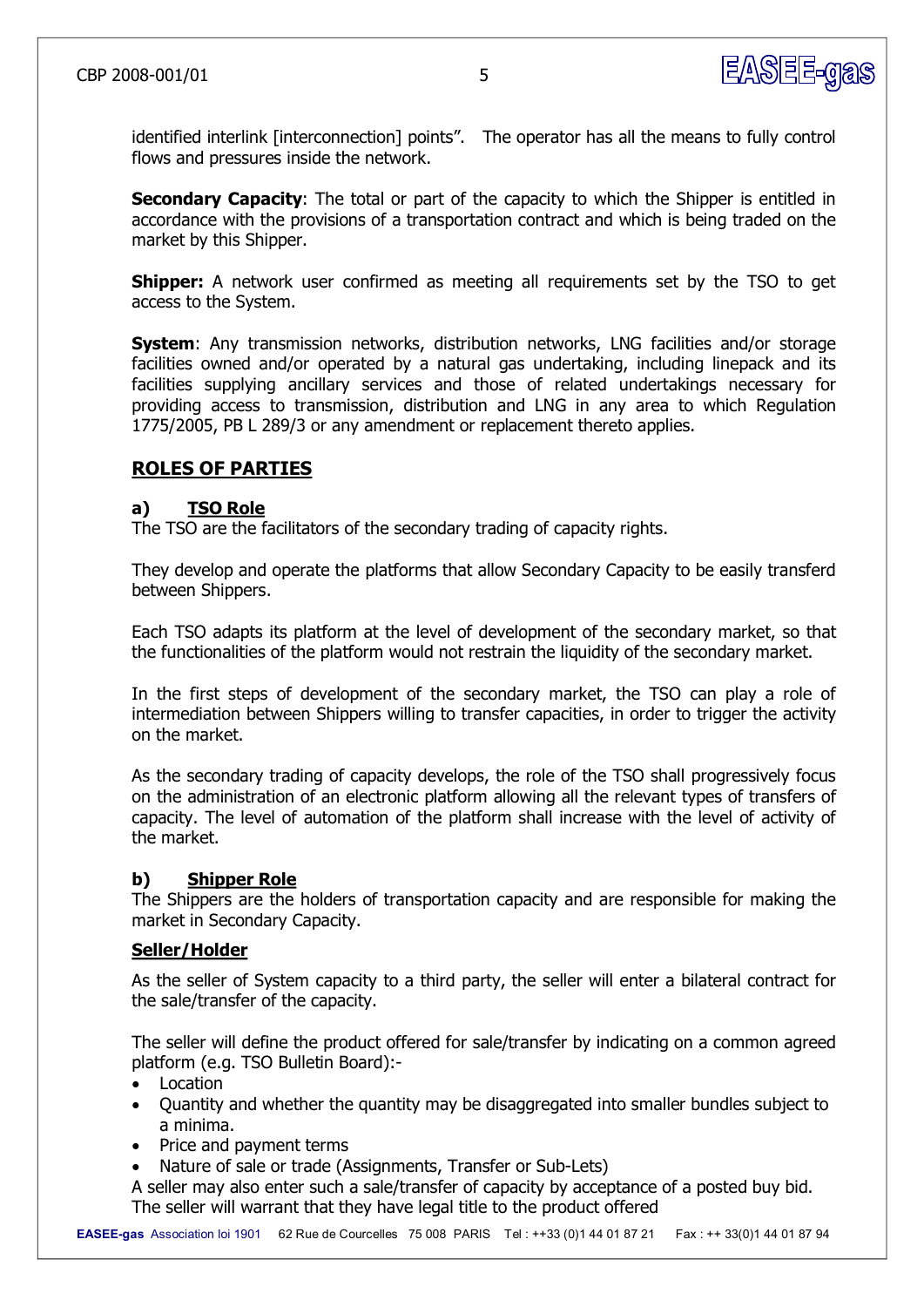identified interlink [interconnection] points". The operator has all the means to fully control flows and pressures inside the network.

**Secondary Capacity**: The total or part of the capacity to which the Shipper is entitled in accordance with the provisions of a transportation contract and which is being traded on the market by this Shipper.

**Shipper:** A network user confirmed as meeting all requirements set by the TSO to get access to the System.

**System**: Any transmission networks, distribution networks, LNG facilities and/or storage facilities owned and/or operated by a natural gas undertaking, including linepack and its facilities supplying ancillary services and those of related undertakings necessary for providing access to transmission, distribution and LNG in any area to which Regulation 1775/2005, PB L 289/3 or any amendment or replacement thereto applies.

## ROLES OF PARTIES

### a) TSO Role

The TSO are the facilitators of the secondary trading of capacity rights.

They develop and operate the platforms that allow Secondary Capacity to be easily transferd between Shippers.

Each TSO adapts its platform at the level of development of the secondary market, so that the functionalities of the platform would not restrain the liquidity of the secondary market.

In the first steps of development of the secondary market, the TSO can play a role of intermediation between Shippers willing to transfer capacities, in order to trigger the activity on the market.

As the secondary trading of capacity develops, the role of the TSO shall progressively focus on the administration of an electronic platform allowing all the relevant types of transfers of capacity. The level of automation of the platform shall increase with the level of activity of the market.

### b) Shipper Role

The Shippers are the holders of transportation capacity and are responsible for making the market in Secondary Capacity.

#### Seller/Holder

As the seller of System capacity to a third party, the seller will enter a bilateral contract for the sale/transfer of the capacity.

The seller will define the product offered for sale/transfer by indicating on a common agreed platform (e.g. TSO Bulletin Board):-

- Location
- Quantity and whether the quantity may be disaggregated into smaller bundles subject to a minima.
- Price and payment terms
- Nature of sale or trade (Assignments, Transfer or Sub-Lets)

A seller may also enter such a sale/transfer of capacity by acceptance of a posted buy bid. The seller will warrant that they have legal title to the product offered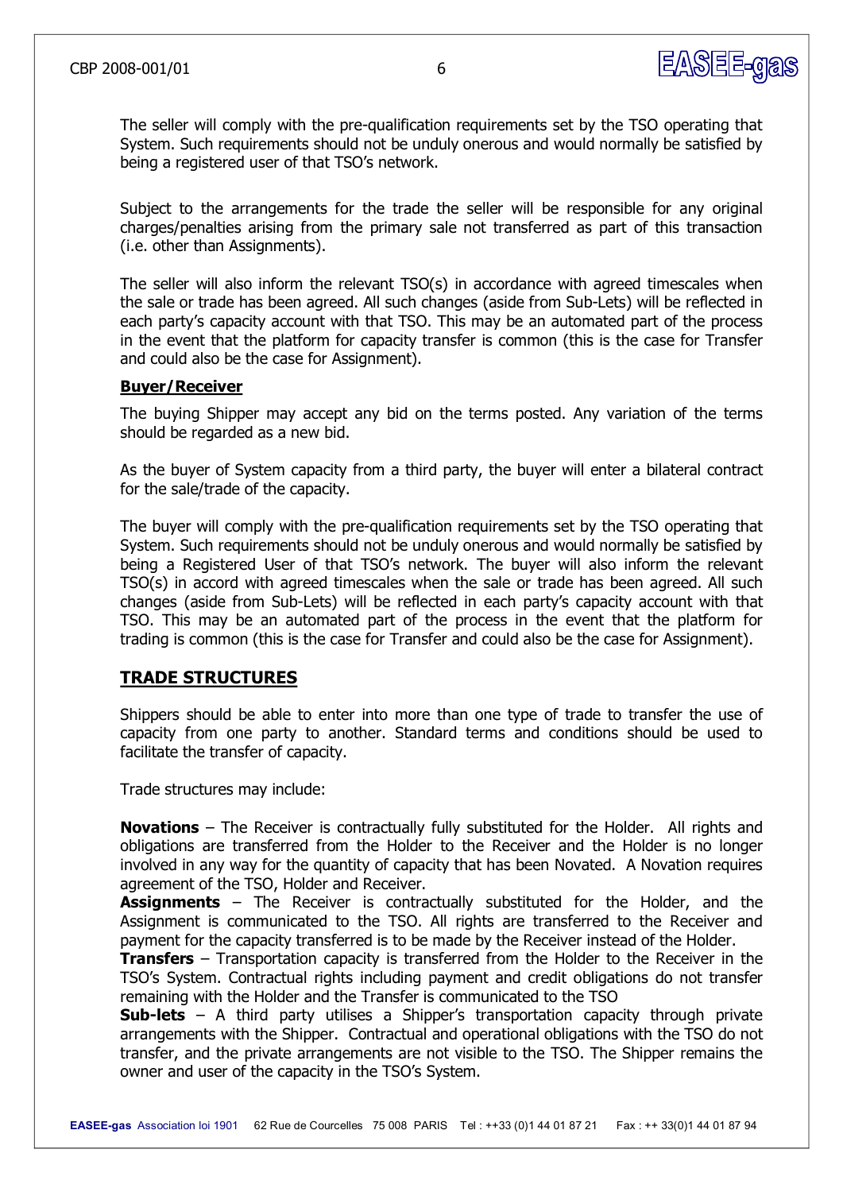The seller will comply with the pre-qualification requirements set by the TSO operating that System. Such requirements should not be unduly onerous and would normally be satisfied by being a registered user of that TSO's network.

Subject to the arrangements for the trade the seller will be responsible for any original charges/penalties arising from the primary sale not transferred as part of this transaction (i.e. other than Assignments).

The seller will also inform the relevant TSO(s) in accordance with agreed timescales when the sale or trade has been agreed. All such changes (aside from Sub-Lets) will be reflected in each party's capacity account with that TSO. This may be an automated part of the process in the event that the platform for capacity transfer is common (this is the case for Transfer and could also be the case for Assignment).

**Buyer/Receiver**

The buying Shipper may accept any bid on the terms posted. Any variation of the terms should be regarded as a new bid.

As the buyer of System capacity from a third party, the buyer will enter a bilateral contract for the sale/trade of the capacity.

The buyer will comply with the pre-qualification requirements set by the TSO operating that System. Such requirements should not be unduly onerous and would normally be satisfied by being a Registered User of that TSO's network. The buyer will also inform the relevant TSO(s) in accord with agreed timescales when the sale or trade has been agreed. All such changes (aside from Sub-Lets) will be reflected in each party's capacity account with that TSO. This may be an automated part of the process in the event that the platform for trading is common (this is the case for Transfer and could also be the case for Assignment).

## TRADE STRUCTURES

Shippers should be able to enter into more than one type of trade to transfer the use of capacity from one party to another. Standard terms and conditions should be used to facilitate the transfer of capacity.

Trade structures may include:

**Novations** – The Receiver is contractually fully substituted for the Holder. All rights and obligations are transferred from the Holder to the Receiver and the Holder is no longer involved in any way for the quantity of capacity that has been Novated. A Novation requires agreement of the TSO, Holder and Receiver.
**Assignments** – The Receiver is contractually substituted for the Holder, and the Assignment is communicated to the TSO. All rights are transferred to the Receiver and payment for the capacity transferred is to be made by the Receiver instead of the Holder.
**Transfers** – Transportation capacity is transferred from the Holder to the Receiver in the TSO's System. Contractual rights including payment and credit obligations do not transfer remaining with the Holder and the Transfer is communicated to the TSO
**Sub-lets** – A third party utilises a Shipper's transportation capacity through private arrangements with the Shipper. Contractual and operational obligations with the TSO do not transfer, and the private arrangements are not visible to the TSO. The Shipper remains the owner and user of the capacity in the TSO's System.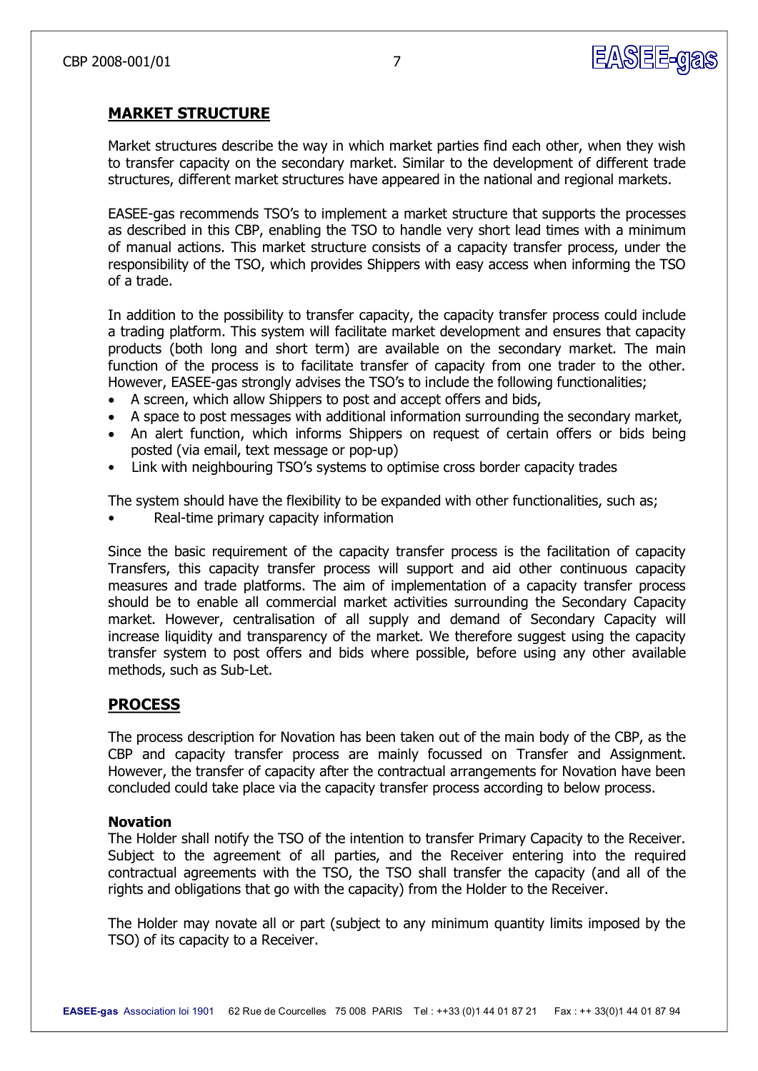## MARKET STRUCTURE

Market structures describe the way in which market parties find each other, when they wish to transfer capacity on the secondary market. Similar to the development of different trade structures, different market structures have appeared in the national and regional markets.

EASEE-gas recommends TSO's to implement a market structure that supports the processes as described in this CBP, enabling the TSO to handle very short lead times with a minimum of manual actions. This market structure consists of a capacity transfer process, under the responsibility of the TSO, which provides Shippers with easy access when informing the TSO of a trade.

In addition to the possibility to transfer capacity, the capacity transfer process could include a trading platform. This system will facilitate market development and ensures that capacity products (both long and short term) are available on the secondary market. The main function of the process is to facilitate transfer of capacity from one trader to the other. However, EASEE-gas strongly advises the TSO's to include the following functionalities;

- A screen, which allow Shippers to post and accept offers and bids,
- A space to post messages with additional information surrounding the secondary market,
- An alert function, which informs Shippers on request of certain offers or bids being posted (via email, text message or pop-up)
- Link with neighbouring TSO's systems to optimise cross border capacity trades

The system should have the flexibility to be expanded with other functionalities, such as;

- Real-time primary capacity information

Since the basic requirement of the capacity transfer process is the facilitation of capacity Transfers, this capacity transfer process will support and aid other continuous capacity measures and trade platforms. The aim of implementation of a capacity transfer process should be to enable all commercial market activities surrounding the Secondary Capacity market. However, centralisation of all supply and demand of Secondary Capacity will increase liquidity and transparency of the market. We therefore suggest using the capacity transfer system to post offers and bids where possible, before using any other available methods, such as Sub-Let.

## PROCESS

The process description for Novation has been taken out of the main body of the CBP, as the CBP and capacity transfer process are mainly focussed on Transfer and Assignment. However, the transfer of capacity after the contractual arrangements for Novation have been concluded could take place via the capacity transfer process according to below process.

### Novation

The Holder shall notify the TSO of the intention to transfer Primary Capacity to the Receiver. Subject to the agreement of all parties, and the Receiver entering into the required contractual agreements with the TSO, the TSO shall transfer the capacity (and all of the rights and obligations that go with the capacity) from the Holder to the Receiver.

The Holder may novate all or part (subject to any minimum quantity limits imposed by the TSO) of its capacity to a Receiver.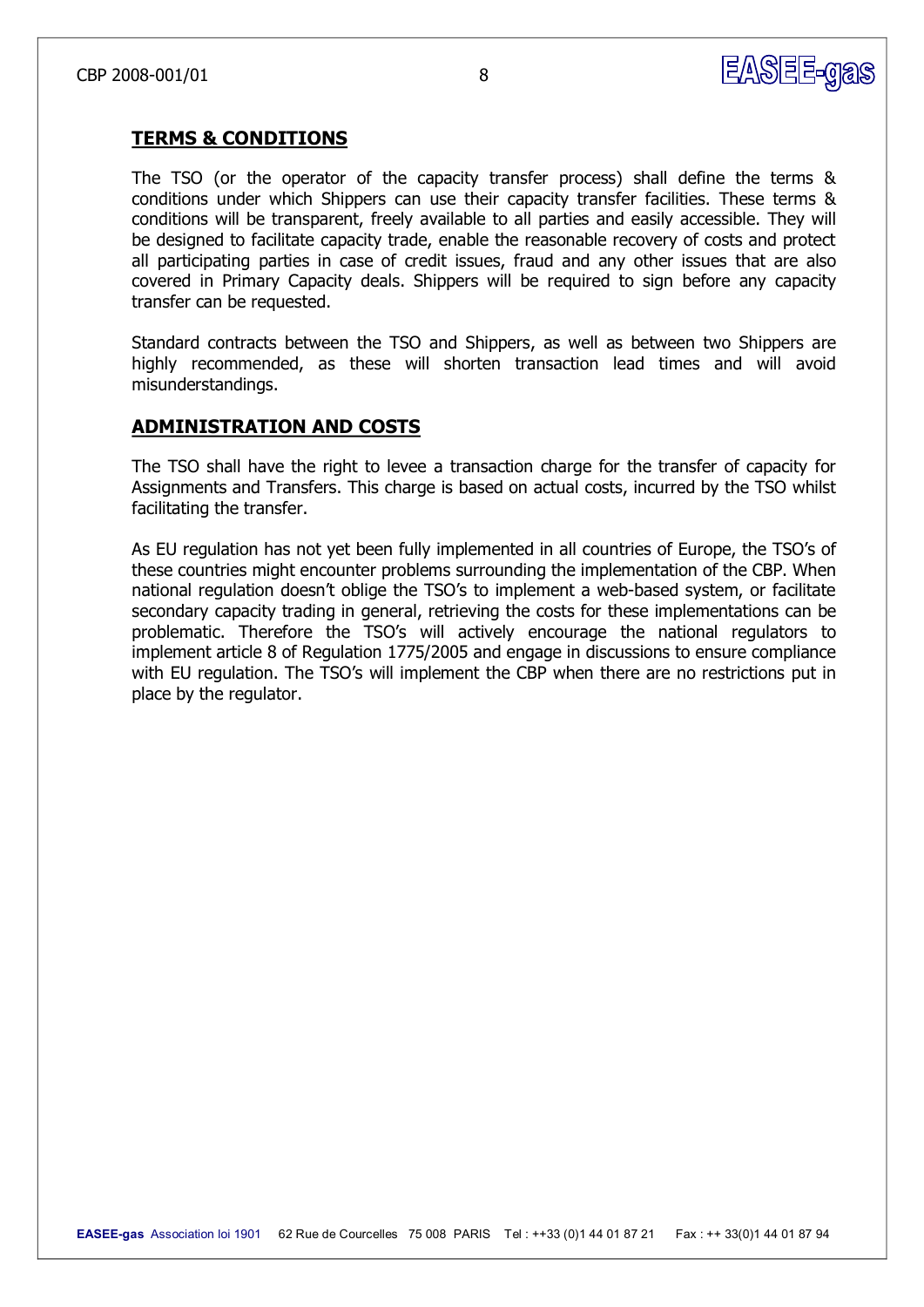## TERMS & CONDITIONS

The TSO (or the operator of the capacity transfer process) shall define the terms & conditions under which Shippers can use their capacity transfer facilities. These terms & conditions will be transparent, freely available to all parties and easily accessible. They will be designed to facilitate capacity trade, enable the reasonable recovery of costs and protect all participating parties in case of credit issues, fraud and any other issues that are also covered in Primary Capacity deals. Shippers will be required to sign before any capacity transfer can be requested.

Standard contracts between the TSO and Shippers, as well as between two Shippers are highly recommended, as these will shorten transaction lead times and will avoid misunderstandings.

## ADMINISTRATION AND COSTS

The TSO shall have the right to levee a transaction charge for the transfer of capacity for Assignments and Transfers. This charge is based on actual costs, incurred by the TSO whilst facilitating the transfer.

As EU regulation has not yet been fully implemented in all countries of Europe, the TSO's of these countries might encounter problems surrounding the implementation of the CBP. When national regulation doesn't oblige the TSO's to implement a web-based system, or facilitate secondary capacity trading in general, retrieving the costs for these implementations can be problematic. Therefore the TSO's will actively encourage the national regulators to implement article 8 of Regulation 1775/2005 and engage in discussions to ensure compliance with EU regulation. The TSO's will implement the CBP when there are no restrictions put in place by the regulator.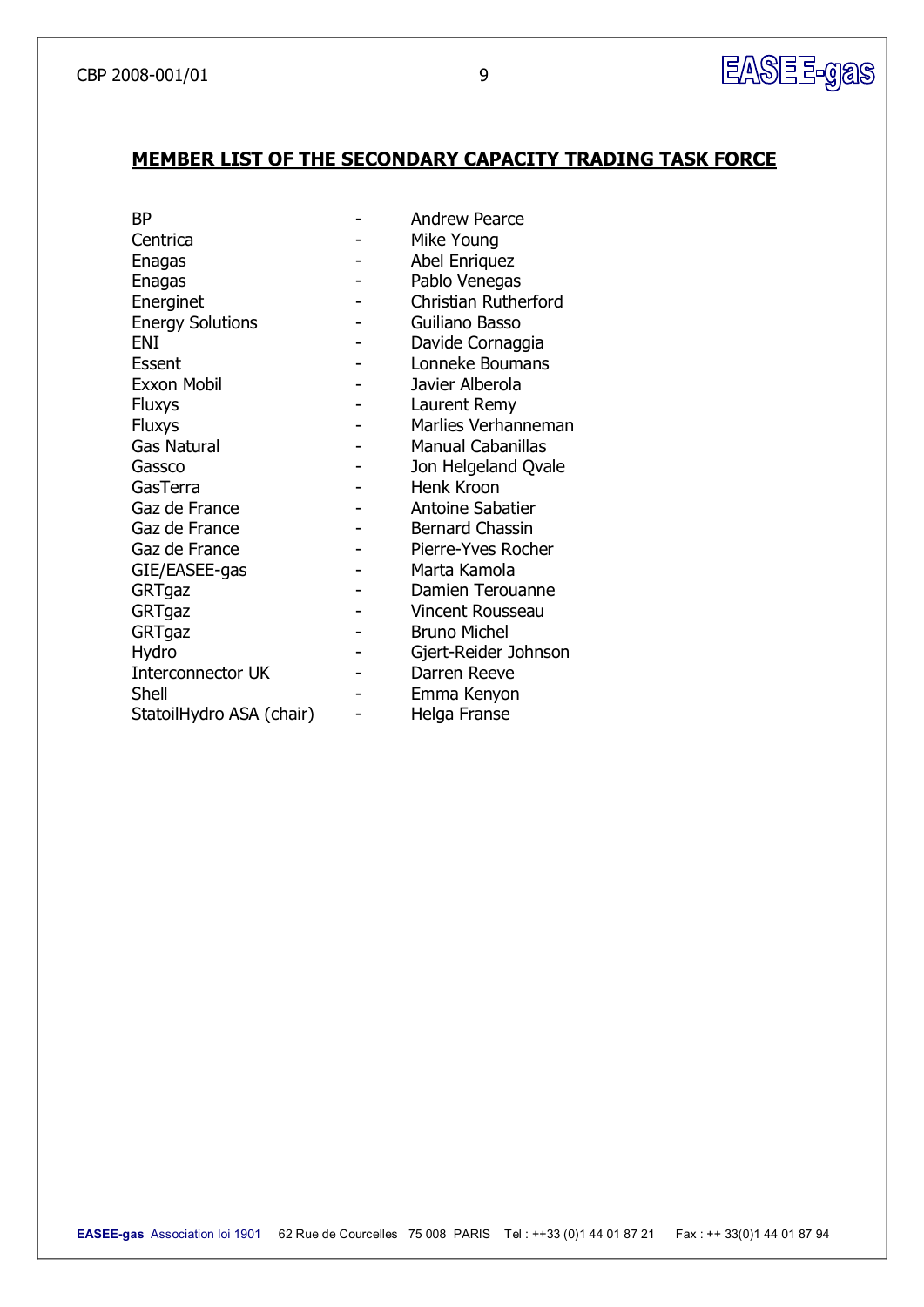## MEMBER LIST OF THE SECONDARY CAPACITY TRADING TASK FORCE

| | | |
|---|---|---|
| BP | - | Andrew Pearce |
| Centrica | - | Mike Young |
| Enagas | - | Abel Enriquez |
| Enagas | - | Pablo Venegas |
| Energinet | - | Christian Rutherford |
| Energy Solutions | - | Guiliano Basso |
| ENI | - | Davide Cornaggia |
| Essent | - | Lonneke Boumans |
| Exxon Mobil | - | Javier Alberola |
| Fluxys | - | Laurent Remy |
| Fluxys | - | Marlies Verhanneman |
| Gas Natural | - | Manual Cabanillas |
| Gassco | - | Jon Helgeland Qvale |
| GasTerra | - | Henk Kroon |
| Gaz de France | - | Antoine Sabatier |
| Gaz de France | - | Bernard Chassin |
| Gaz de France | - | Pierre-Yves Rocher |
| GIE/EASEE-gas | - | Marta Kamola |
| GRTgaz | - | Damien Terouanne |
| GRTgaz | - | Vincent Rousseau |
| GRTgaz | - | Bruno Michel |
| Hydro | - | Gjert-Reider Johnson |
| Interconnector UK | - | Darren Reeve |
| Shell | - | Emma Kenyon |
| StatoilHydro ASA (chair) | - | Helga Franse |